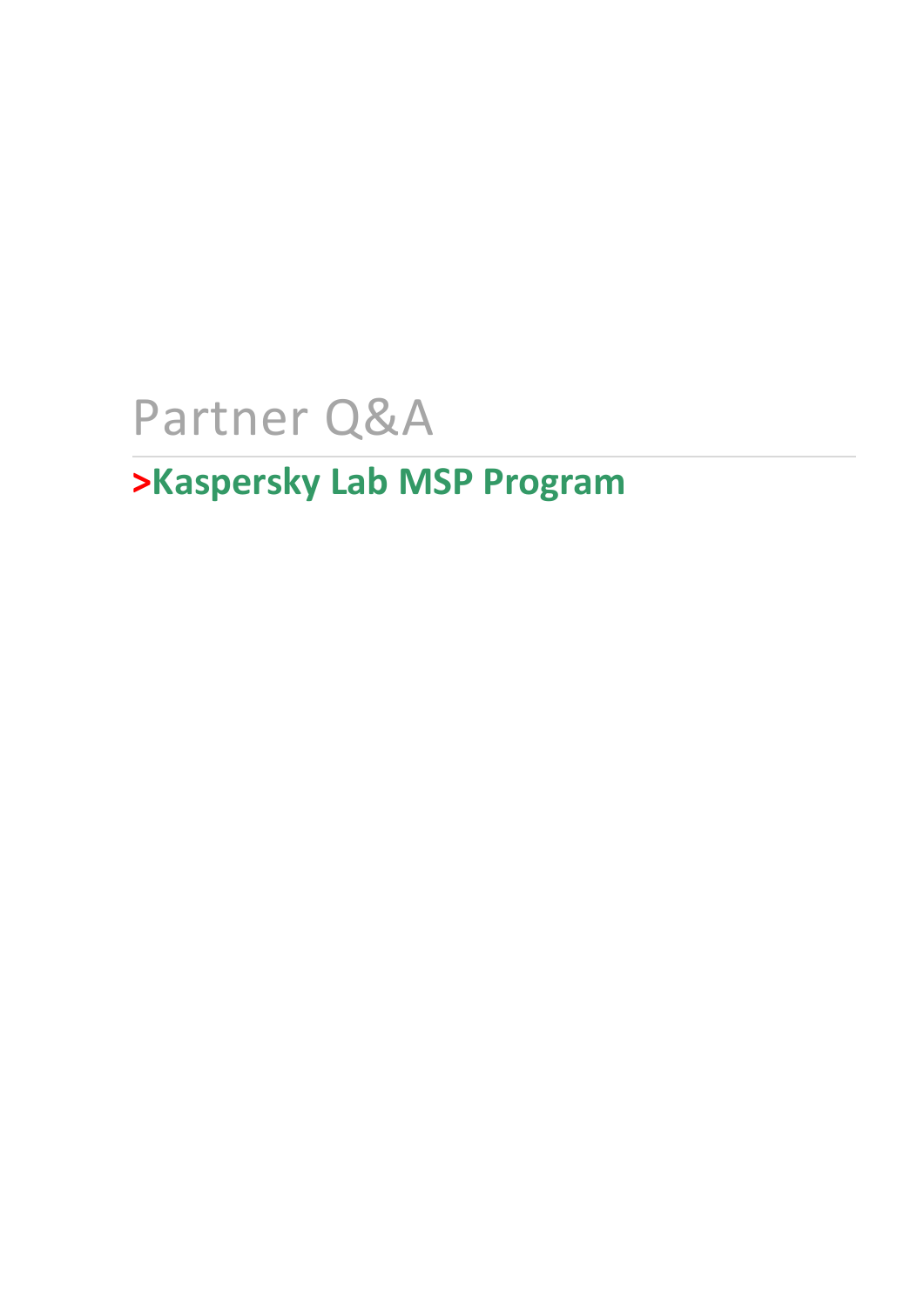# Partner Q&A

## >Kaspersky Lab MSP Program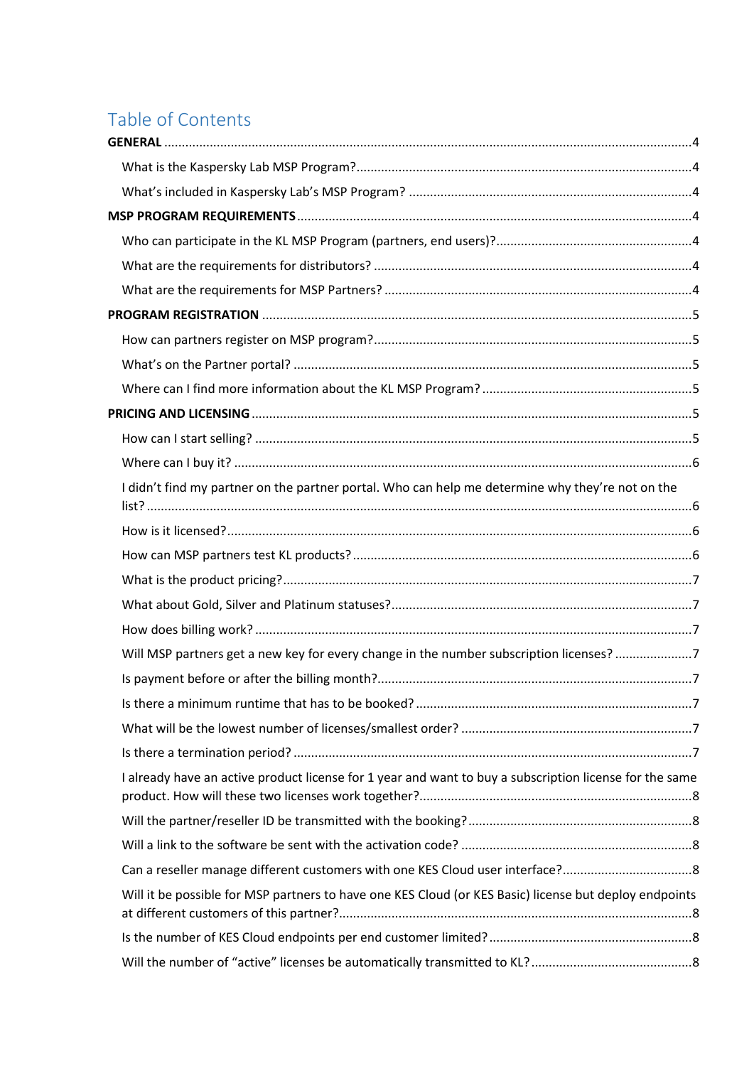# Table of Contents

**GENERAL** ..... 4

- What is the Kaspersky Lab MSP Program? ..... 4
- What's included in Kaspersky Lab's MSP Program? ..... 4

**MSP PROGRAM REQUIREMENTS** ..... 4

- Who can participate in the KL MSP Program (partners, end users)? ..... 4
- What are the requirements for distributors? ..... 4
- What are the requirements for MSP Partners? ..... 4

**PROGRAM REGISTRATION** ..... 5

- How can partners register on MSP program? ..... 5
- What's on the Partner portal? ..... 5
- Where can I find more information about the KL MSP Program? ..... 5

**PRICING AND LICENSING** ..... 5

- How can I start selling? ..... 5
- Where can I buy it? ..... 6
- I didn't find my partner on the partner portal. Who can help me determine why they're not on the list? ..... 6
- How is it licensed? ..... 6
- How can MSP partners test KL products? ..... 6
- What is the product pricing? ..... 7
- What about Gold, Silver and Platinum statuses? ..... 7
- How does billing work? ..... 7
- Will MSP partners get a new key for every change in the number subscription licenses? ..... 7
- Is payment before or after the billing month? ..... 7
- Is there a minimum runtime that has to be booked? ..... 7
- What will be the lowest number of licenses/smallest order? ..... 7
- Is there a termination period? ..... 7
- I already have an active product license for 1 year and want to buy a subscription license for the same product. How will these two licenses work together? ..... 8
- Will the partner/reseller ID be transmitted with the booking? ..... 8
- Will a link to the software be sent with the activation code? ..... 8
- Can a reseller manage different customers with one KES Cloud user interface? ..... 8
- Will it be possible for MSP partners to have one KES Cloud (or KES Basic) license but deploy endpoints at different customers of this partner? ..... 8
- Is the number of KES Cloud endpoints per end customer limited? ..... 8
- Will the number of "active" licenses be automatically transmitted to KL? ..... 8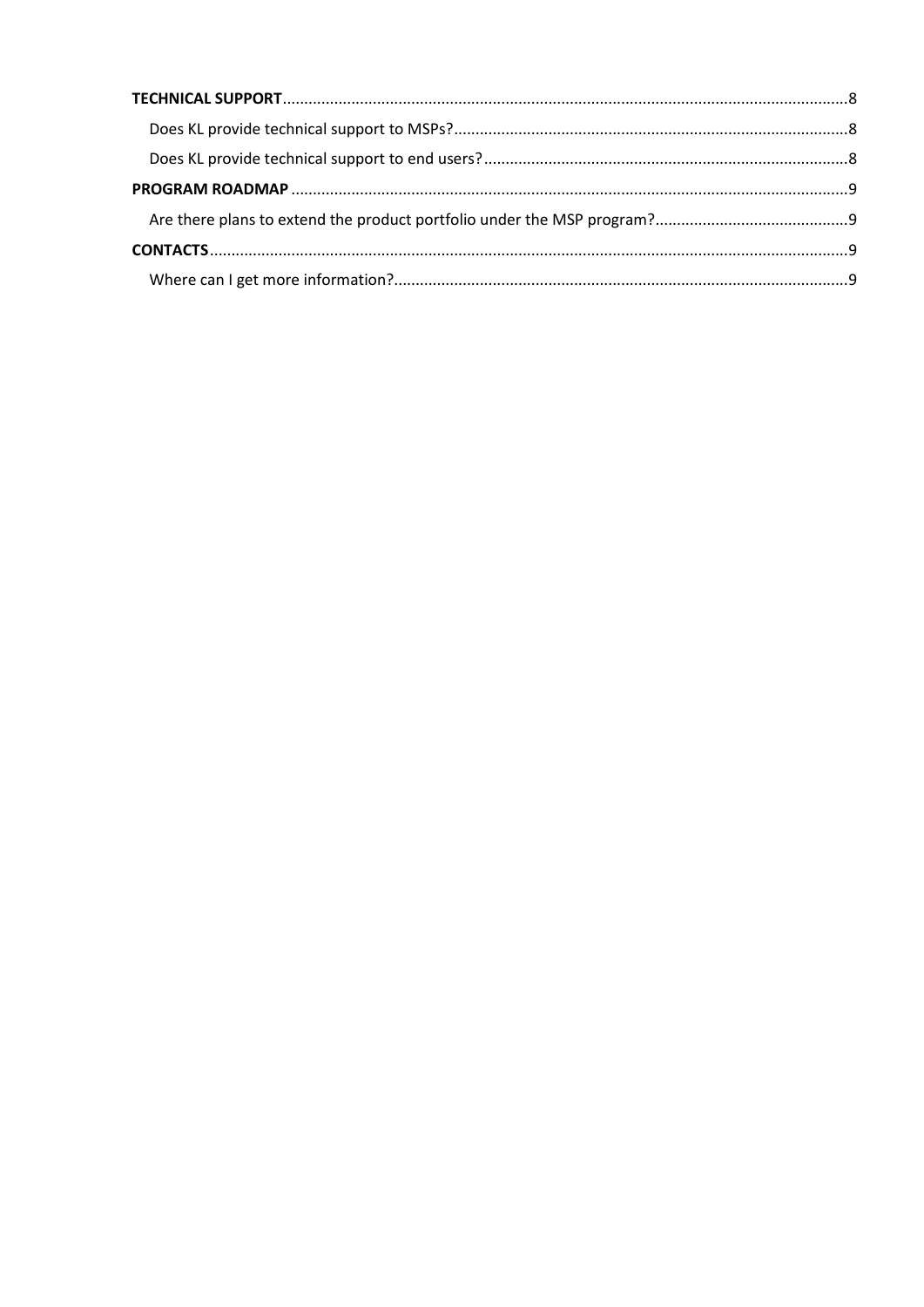**TECHNICAL SUPPORT** .......... 8

- Does KL provide technical support to MSPs? .......... 8
- Does KL provide technical support to end users? .......... 8

**PROGRAM ROADMAP** .......... 9

- Are there plans to extend the product portfolio under the MSP program? .......... 9

**CONTACTS** .......... 9

- Where can I get more information? .......... 9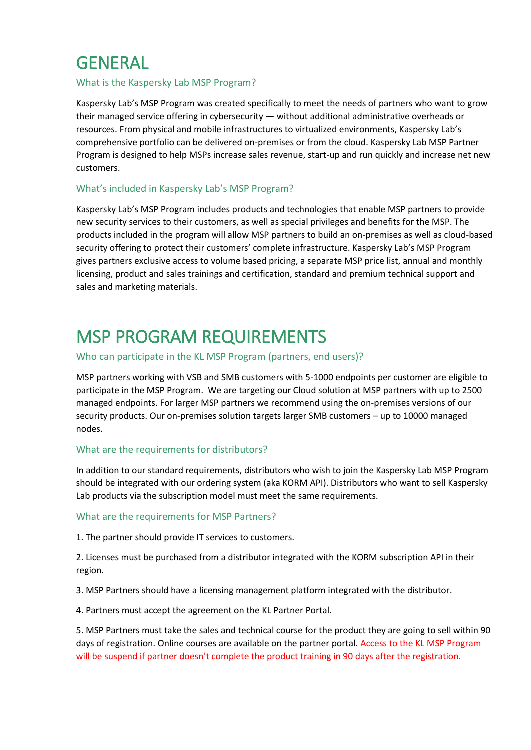# GENERAL

## What is the Kaspersky Lab MSP Program?

Kaspersky Lab's MSP Program was created specifically to meet the needs of partners who want to grow their managed service offering in cybersecurity — without additional administrative overheads or resources. From physical and mobile infrastructures to virtualized environments, Kaspersky Lab's comprehensive portfolio can be delivered on-premises or from the cloud. Kaspersky Lab MSP Partner Program is designed to help MSPs increase sales revenue, start-up and run quickly and increase net new customers.

## What's included in Kaspersky Lab's MSP Program?

Kaspersky Lab's MSP Program includes products and technologies that enable MSP partners to provide new security services to their customers, as well as special privileges and benefits for the MSP. The products included in the program will allow MSP partners to build an on-premises as well as cloud-based security offering to protect their customers' complete infrastructure. Kaspersky Lab's MSP Program gives partners exclusive access to volume based pricing, a separate MSP price list, annual and monthly licensing, product and sales trainings and certification, standard and premium technical support and sales and marketing materials.

# MSP PROGRAM REQUIREMENTS

## Who can participate in the KL MSP Program (partners, end users)?

MSP partners working with VSB and SMB customers with 5-1000 endpoints per customer are eligible to participate in the MSP Program. We are targeting our Cloud solution at MSP partners with up to 2500 managed endpoints. For larger MSP partners we recommend using the on-premises versions of our security products. Our on-premises solution targets larger SMB customers – up to 10000 managed nodes.

## What are the requirements for distributors?

In addition to our standard requirements, distributors who wish to join the Kaspersky Lab MSP Program should be integrated with our ordering system (aka KORM API). Distributors who want to sell Kaspersky Lab products via the subscription model must meet the same requirements.

## What are the requirements for MSP Partners?

1. The partner should provide IT services to customers.

2. Licenses must be purchased from a distributor integrated with the KORM subscription API in their region.

3. MSP Partners should have a licensing management platform integrated with the distributor.

4. Partners must accept the agreement on the KL Partner Portal.

5. MSP Partners must take the sales and technical course for the product they are going to sell within 90 days of registration. Online courses are available on the partner portal. Access to the KL MSP Program will be suspend if partner doesn't complete the product training in 90 days after the registration.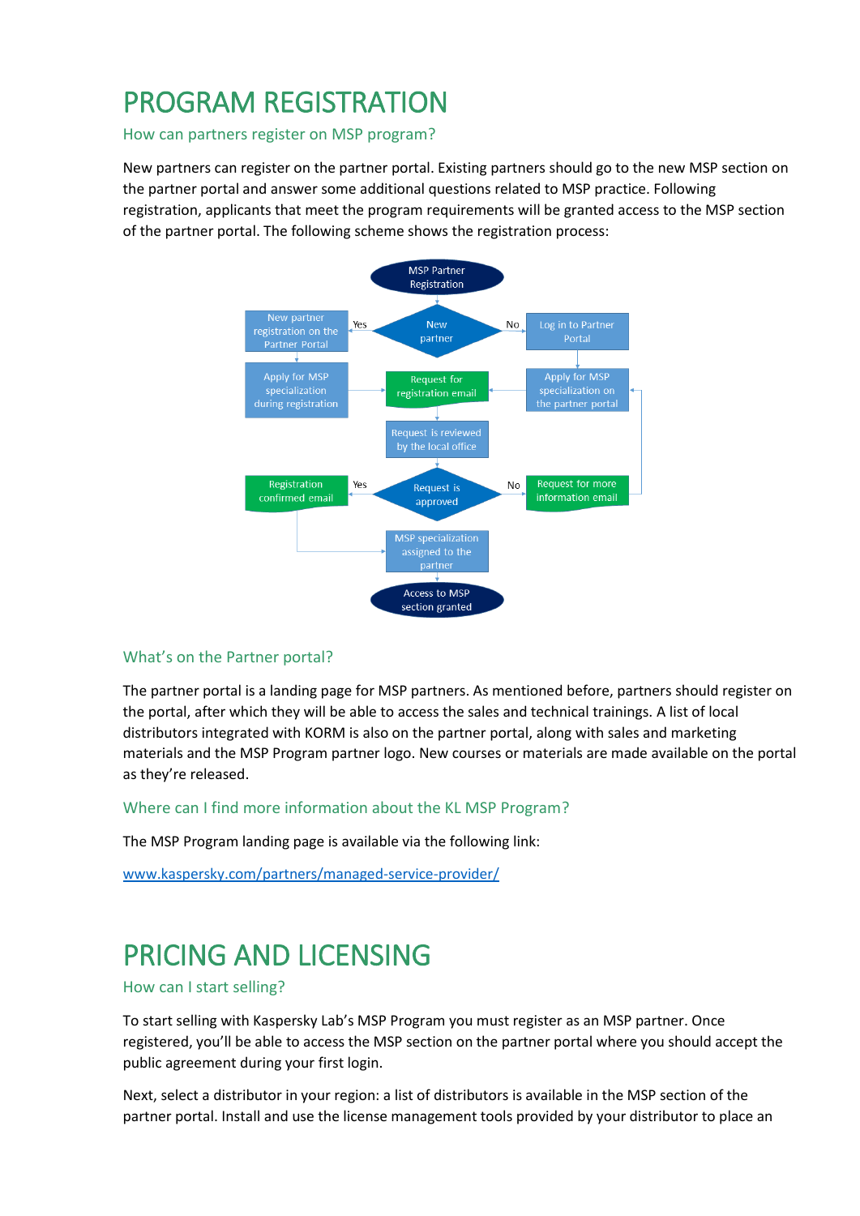# PROGRAM REGISTRATION

## How can partners register on MSP program?

New partners can register on the partner portal. Existing partners should go to the new MSP section on the partner portal and answer some additional questions related to MSP practice. Following registration, applicants that meet the program requirements will be granted access to the MSP section of the partner portal. The following scheme shows the registration process:

MSP Partner Registration

New partner

Yes: New partner registration on the Partner Portal → Apply for MSP specialization during registration → Request for registration email

No: Log in to Partner Portal → Apply for MSP specialization on the partner portal → Request for registration email

Request is reviewed by the local office

Request is approved

Yes: Registration confirmed email → MSP specialization assigned to the partner → Access to MSP section granted

No: Request for more information email → Apply for MSP specialization on the partner portal

## What's on the Partner portal?

The partner portal is a landing page for MSP partners. As mentioned before, partners should register on the portal, after which they will be able to access the sales and technical trainings. A list of local distributors integrated with KORM is also on the partner portal, along with sales and marketing materials and the MSP Program partner logo. New courses or materials are made available on the portal as they're released.

## Where can I find more information about the KL MSP Program?

The MSP Program landing page is available via the following link:

[www.kaspersky.com/partners/managed-service-provider/](www.kaspersky.com/partners/managed-service-provider/)

# PRICING AND LICENSING

## How can I start selling?

To start selling with Kaspersky Lab's MSP Program you must register as an MSP partner. Once registered, you'll be able to access the MSP section on the partner portal where you should accept the public agreement during your first login.

Next, select a distributor in your region: a list of distributors is available in the MSP section of the partner portal. Install and use the license management tools provided by your distributor to place an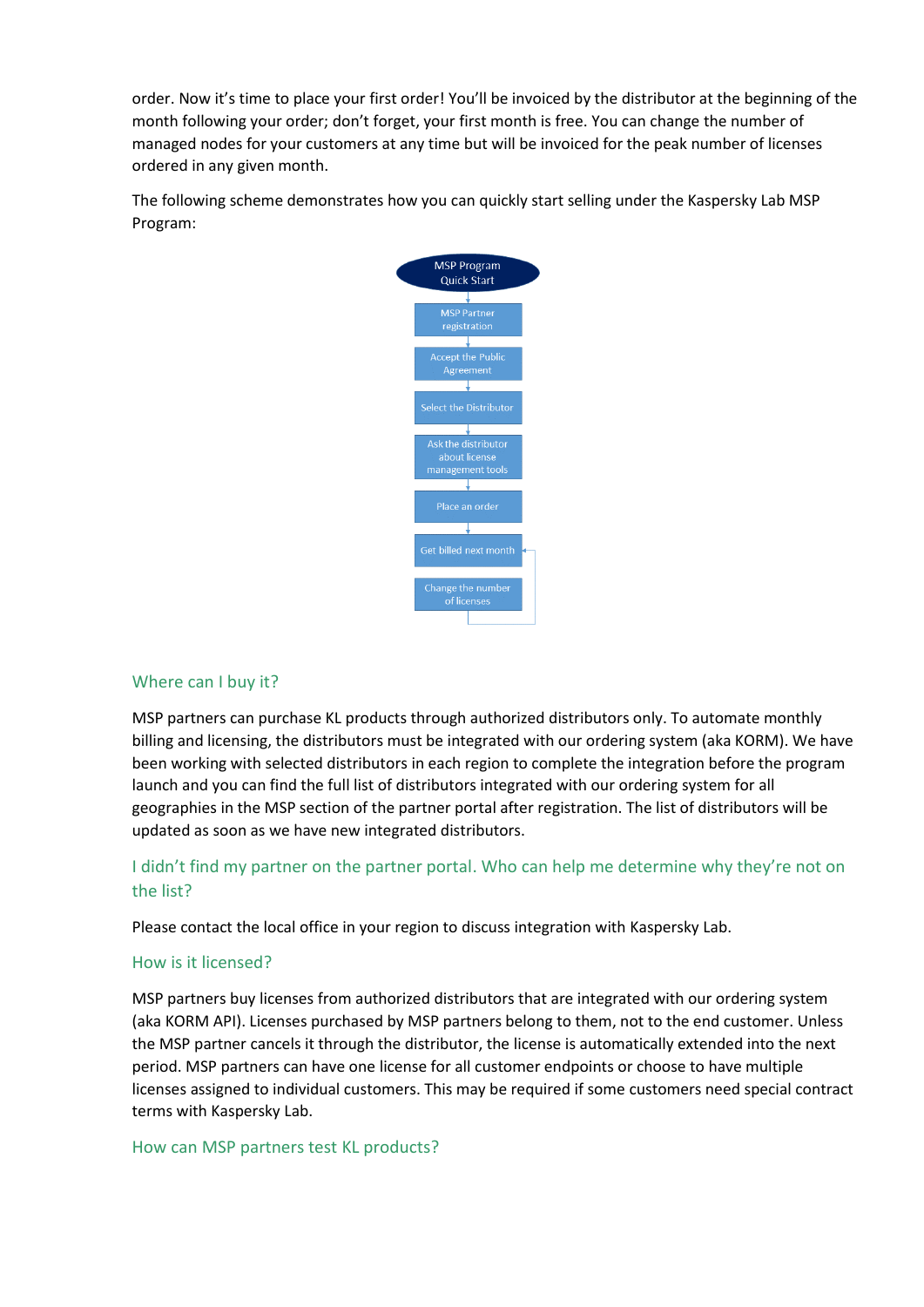order. Now it's time to place your first order! You'll be invoiced by the distributor at the beginning of the month following your order; don't forget, your first month is free. You can change the number of managed nodes for your customers at any time but will be invoiced for the peak number of licenses ordered in any given month.

The following scheme demonstrates how you can quickly start selling under the Kaspersky Lab MSP Program:

MSP Program Quick Start

MSP Partner registration

Accept the Public Agreement

Select the Distributor

Ask the distributor about license management tools

Place an order

Get billed next month

Change the number of licenses

## Where can I buy it?

MSP partners can purchase KL products through authorized distributors only. To automate monthly billing and licensing, the distributors must be integrated with our ordering system (aka KORM). We have been working with selected distributors in each region to complete the integration before the program launch and you can find the full list of distributors integrated with our ordering system for all geographies in the MSP section of the partner portal after registration. The list of distributors will be updated as soon as we have new integrated distributors.

## I didn't find my partner on the partner portal. Who can help me determine why they're not on the list?

Please contact the local office in your region to discuss integration with Kaspersky Lab.

## How is it licensed?

MSP partners buy licenses from authorized distributors that are integrated with our ordering system (aka KORM API). Licenses purchased by MSP partners belong to them, not to the end customer. Unless the MSP partner cancels it through the distributor, the license is automatically extended into the next period. MSP partners can have one license for all customer endpoints or choose to have multiple licenses assigned to individual customers. This may be required if some customers need special contract terms with Kaspersky Lab.

## How can MSP partners test KL products?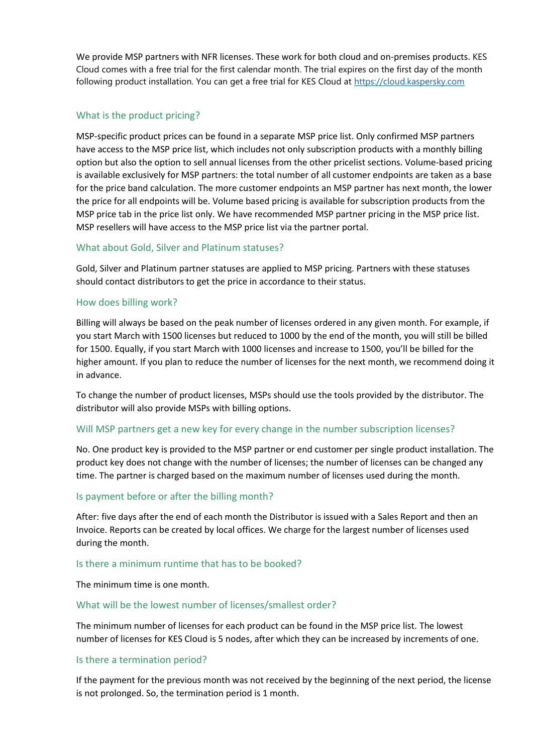We provide MSP partners with NFR licenses. These work for both cloud and on-premises products. KES Cloud comes with a free trial for the first calendar month. The trial expires on the first day of the month following product installation. You can get a free trial for KES Cloud at [https://cloud.kaspersky.com](https://cloud.kaspersky.com)

### What is the product pricing?

MSP-specific product prices can be found in a separate MSP price list. Only confirmed MSP partners have access to the MSP price list, which includes not only subscription products with a monthly billing option but also the option to sell annual licenses from the other pricelist sections. Volume-based pricing is available exclusively for MSP partners: the total number of all customer endpoints are taken as a base for the price band calculation. The more customer endpoints an MSP partner has next month, the lower the price for all endpoints will be. Volume based pricing is available for subscription products from the MSP price tab in the price list only. We have recommended MSP partner pricing in the MSP price list. MSP resellers will have access to the MSP price list via the partner portal.

### What about Gold, Silver and Platinum statuses?

Gold, Silver and Platinum partner statuses are applied to MSP pricing. Partners with these statuses should contact distributors to get the price in accordance to their status.

### How does billing work?

Billing will always be based on the peak number of licenses ordered in any given month. For example, if you start March with 1500 licenses but reduced to 1000 by the end of the month, you will still be billed for 1500. Equally, if you start March with 1000 licenses and increase to 1500, you'll be billed for the higher amount. If you plan to reduce the number of licenses for the next month, we recommend doing it in advance.

To change the number of product licenses, MSPs should use the tools provided by the distributor. The distributor will also provide MSPs with billing options.

### Will MSP partners get a new key for every change in the number subscription licenses?

No. One product key is provided to the MSP partner or end customer per single product installation. The product key does not change with the number of licenses; the number of licenses can be changed any time. The partner is charged based on the maximum number of licenses used during the month.

### Is payment before or after the billing month?

After: five days after the end of each month the Distributor is issued with a Sales Report and then an Invoice. Reports can be created by local offices. We charge for the largest number of licenses used during the month.

### Is there a minimum runtime that has to be booked?

The minimum time is one month.

### What will be the lowest number of licenses/smallest order?

The minimum number of licenses for each product can be found in the MSP price list. The lowest number of licenses for KES Cloud is 5 nodes, after which they can be increased by increments of one.

### Is there a termination period?

If the payment for the previous month was not received by the beginning of the next period, the license is not prolonged. So, the termination period is 1 month.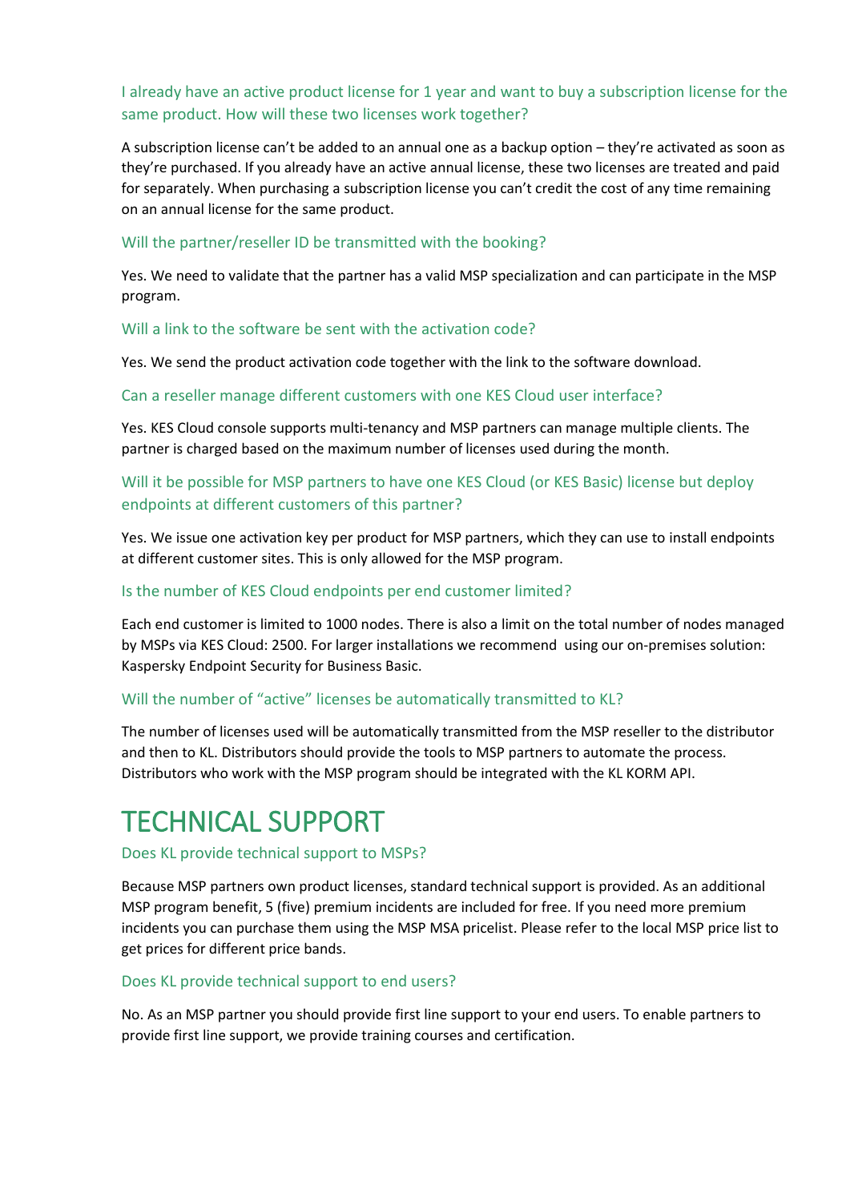### I already have an active product license for 1 year and want to buy a subscription license for the same product. How will these two licenses work together?

A subscription license can't be added to an annual one as a backup option – they're activated as soon as they're purchased. If you already have an active annual license, these two licenses are treated and paid for separately. When purchasing a subscription license you can't credit the cost of any time remaining on an annual license for the same product.

### Will the partner/reseller ID be transmitted with the booking?

Yes. We need to validate that the partner has a valid MSP specialization and can participate in the MSP program.

### Will a link to the software be sent with the activation code?

Yes. We send the product activation code together with the link to the software download.

### Can a reseller manage different customers with one KES Cloud user interface?

Yes. KES Cloud console supports multi-tenancy and MSP partners can manage multiple clients. The partner is charged based on the maximum number of licenses used during the month.

### Will it be possible for MSP partners to have one KES Cloud (or KES Basic) license but deploy endpoints at different customers of this partner?

Yes. We issue one activation key per product for MSP partners, which they can use to install endpoints at different customer sites. This is only allowed for the MSP program.

### Is the number of KES Cloud endpoints per end customer limited?

Each end customer is limited to 1000 nodes. There is also a limit on the total number of nodes managed by MSPs via KES Cloud: 2500. For larger installations we recommend using our on-premises solution: Kaspersky Endpoint Security for Business Basic.

### Will the number of "active" licenses be automatically transmitted to KL?

The number of licenses used will be automatically transmitted from the MSP reseller to the distributor and then to KL. Distributors should provide the tools to MSP partners to automate the process. Distributors who work with the MSP program should be integrated with the KL KORM API.

# TECHNICAL SUPPORT

### Does KL provide technical support to MSPs?

Because MSP partners own product licenses, standard technical support is provided. As an additional MSP program benefit, 5 (five) premium incidents are included for free. If you need more premium incidents you can purchase them using the MSP MSA pricelist. Please refer to the local MSP price list to get prices for different price bands.

### Does KL provide technical support to end users?

No. As an MSP partner you should provide first line support to your end users. To enable partners to provide first line support, we provide training courses and certification.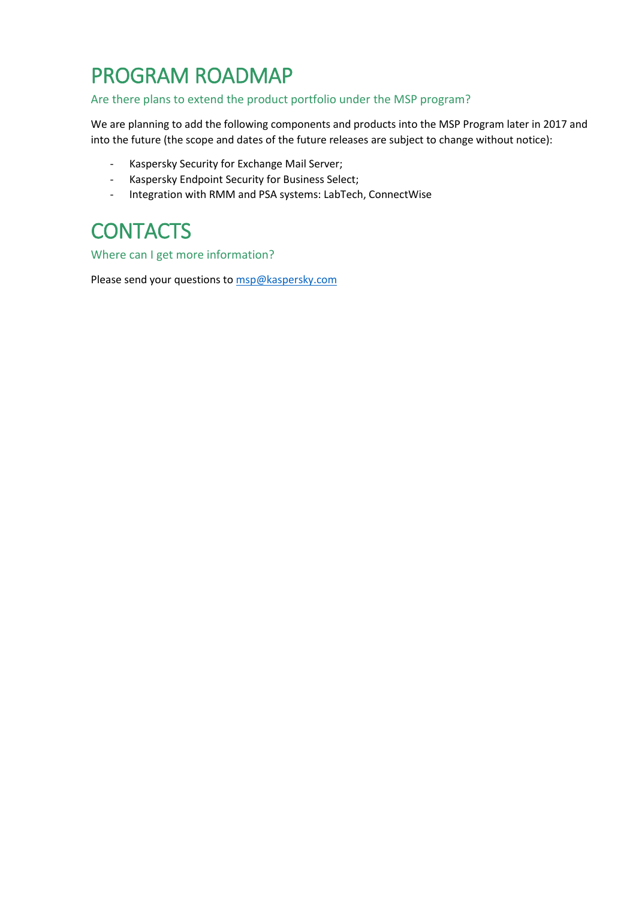# PROGRAM ROADMAP

## Are there plans to extend the product portfolio under the MSP program?

We are planning to add the following components and products into the MSP Program later in 2017 and into the future (the scope and dates of the future releases are subject to change without notice):

- Kaspersky Security for Exchange Mail Server;
- Kaspersky Endpoint Security for Business Select;
- Integration with RMM and PSA systems: LabTech, ConnectWise

# CONTACTS

## Where can I get more information?

Please send your questions to msp@kaspersky.com